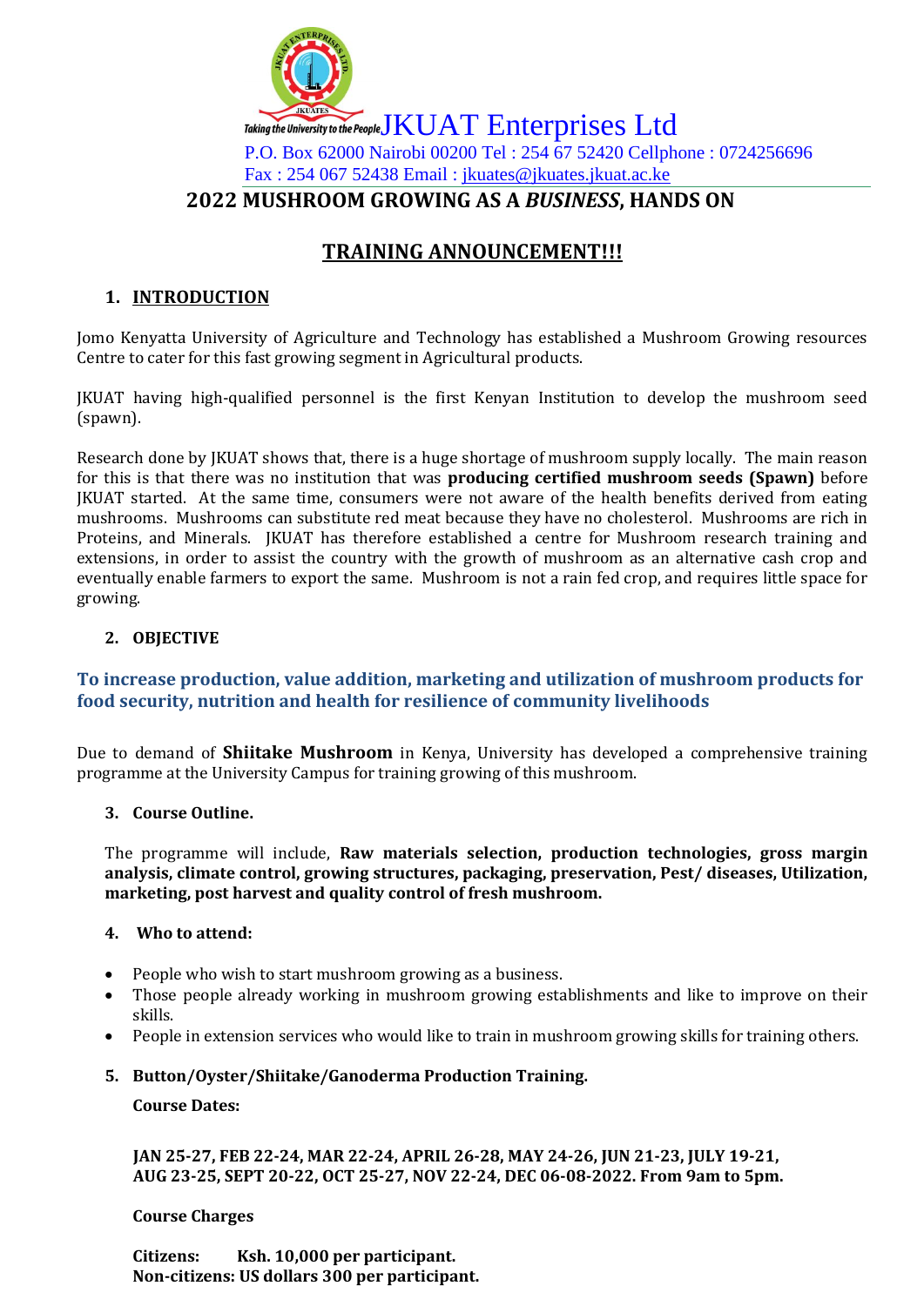Taking the University to the People **JKUAT Enterprises Ltd**

P.O. Box 62000 Nairobi 00200 Tel : 254 67 52420 Cellphone : 0724256696
Fax : 254 067 52438 Email : jkuates@jkuates.jkuat.ac.ke

# 2022 MUSHROOM GROWING AS A *BUSINESS*, HANDS ON

# TRAINING ANNOUNCEMENT!!!

## 1. INTRODUCTION

Jomo Kenyatta University of Agriculture and Technology has established a Mushroom Growing resources Centre to cater for this fast growing segment in Agricultural products.

JKUAT having high-qualified personnel is the first Kenyan Institution to develop the mushroom seed (spawn).

Research done by JKUAT shows that, there is a huge shortage of mushroom supply locally. The main reason for this is that there was no institution that was **producing certified mushroom seeds (Spawn)** before JKUAT started. At the same time, consumers were not aware of the health benefits derived from eating mushrooms. Mushrooms can substitute red meat because they have no cholesterol. Mushrooms are rich in Proteins, and Minerals. JKUAT has therefore established a centre for Mushroom research training and extensions, in order to assist the country with the growth of mushroom as an alternative cash crop and eventually enable farmers to export the same. Mushroom is not a rain fed crop, and requires little space for growing.

## 2. OBJECTIVE

**To increase production, value addition, marketing and utilization of mushroom products for food security, nutrition and health for resilience of community livelihoods**

Due to demand of **Shiitake Mushroom** in Kenya, University has developed a comprehensive training programme at the University Campus for training growing of this mushroom.

## 3. Course Outline.

The programme will include, **Raw materials selection, production technologies, gross margin analysis, climate control, growing structures, packaging, preservation, Pest/ diseases, Utilization, marketing, post harvest and quality control of fresh mushroom.**

## 4. Who to attend:

- People who wish to start mushroom growing as a business.
- Those people already working in mushroom growing establishments and like to improve on their skills.
- People in extension services who would like to train in mushroom growing skills for training others.

## 5. Button/Oyster/Shiitake/Ganoderma Production Training.

**Course Dates:**

**JAN 25-27, FEB 22-24, MAR 22-24, APRIL 26-28, MAY 24-26, JUN 21-23, JULY 19-21, AUG 23-25, SEPT 20-22, OCT 25-27, NOV 22-24, DEC 06-08-2022. From 9am to 5pm.**

**Course Charges**

**Citizens: Ksh. 10,000 per participant.**
**Non-citizens: US dollars 300 per participant.**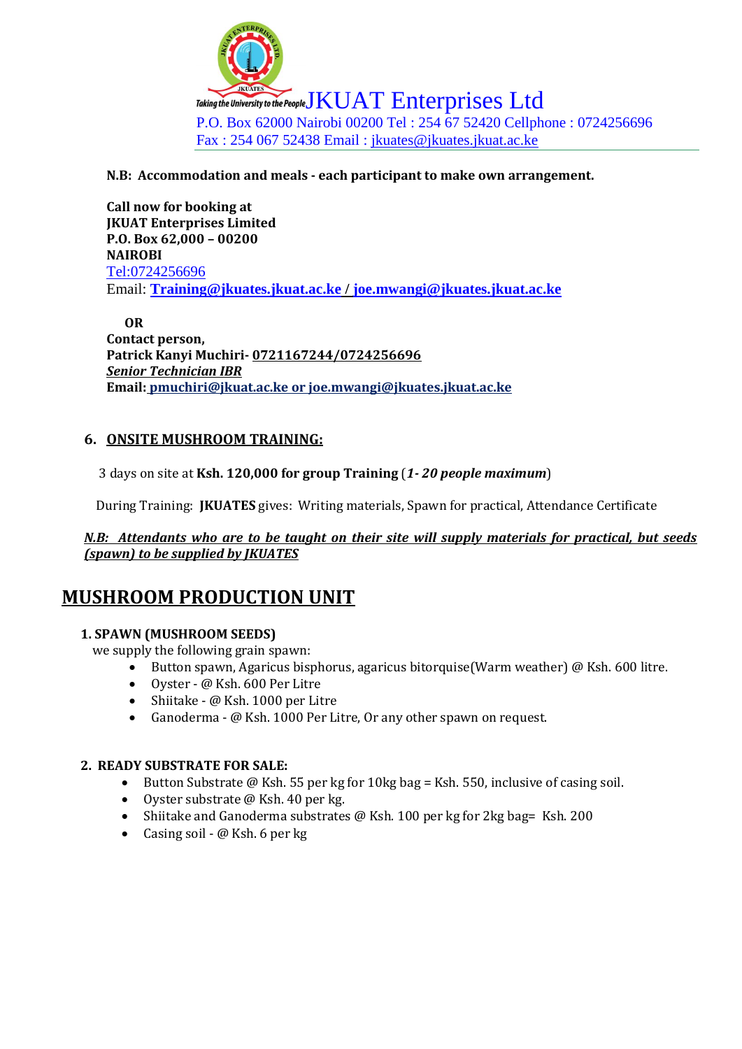**JKUAT Enterprises Ltd**

P.O. Box 62000 Nairobi 00200 Tel : 254 67 52420 Cellphone : 0724256696
Fax : 254 067 52438 Email : jkuates@jkuates.jkuat.ac.ke

**N.B: Accommodation and meals - each participant to make own arrangement.**

**Call now for booking at**
**JKUAT Enterprises Limited**
**P.O. Box 62,000 – 00200**
**NAIROBI**
Tel:0724256696
Email: **Training@jkuates.jkuat.ac.ke / joe.mwangi@jkuates.jkuat.ac.ke**

**OR**
**Contact person,**
**Patrick Kanyi Muchiri- 0721167244/0724256696**
***Senior Technician IBR***
**Email: pmuchiri@jkuat.ac.ke or joe.mwangi@jkuates.jkuat.ac.ke**

### 6. ONSITE MUSHROOM TRAINING:

3 days on site at **Ksh. 120,000 for group Training** (***1- 20 people maximum***)

During Training: **JKUATES** gives: Writing materials, Spawn for practical, Attendance Certificate

***N.B: Attendants who are to be taught on their site will supply materials for practical, but seeds (spawn) to be supplied by JKUATES***

## MUSHROOM PRODUCTION UNIT

### 1. SPAWN (MUSHROOM SEEDS)

we supply the following grain spawn:

- Button spawn, Agaricus bisphorus, agaricus bitorquise(Warm weather) @ Ksh. 600 litre.
- Oyster - @ Ksh. 600 Per Litre
- Shiitake - @ Ksh. 1000 per Litre
- Ganoderma - @ Ksh. 1000 Per Litre, Or any other spawn on request.

### 2. READY SUBSTRATE FOR SALE:

- Button Substrate @ Ksh. 55 per kg for 10kg bag = Ksh. 550, inclusive of casing soil.
- Oyster substrate @ Ksh. 40 per kg.
- Shiitake and Ganoderma substrates @ Ksh. 100 per kg for 2kg bag= Ksh. 200
- Casing soil - @ Ksh. 6 per kg